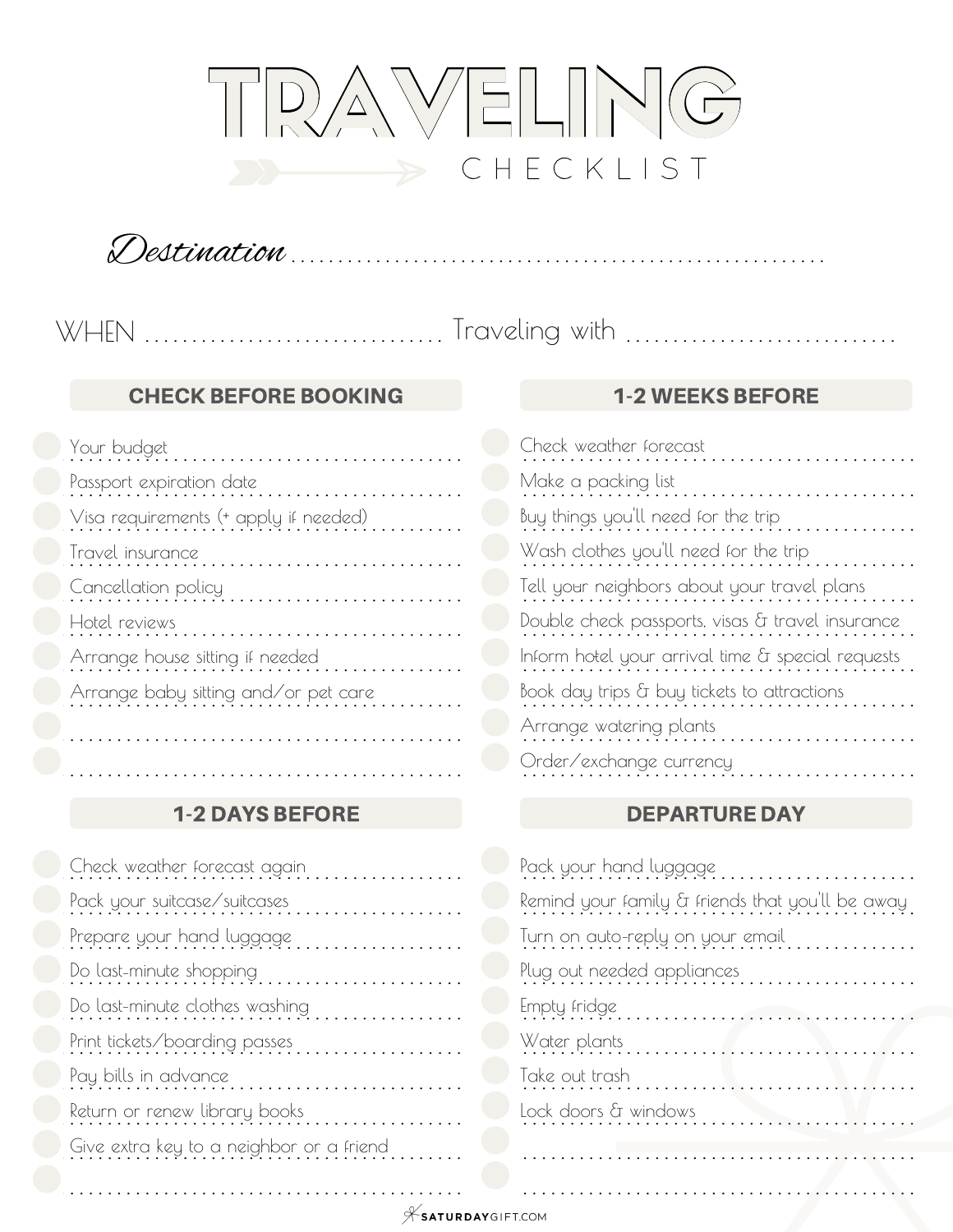# TRAVELING

CHECKLIST

*Destination* ........................................................

WHEN ................................ Traveling with ............................

## CHECK BEFORE BOOKING

- [ ] Your budget
- [ ] Passport expiration date
- [ ] Visa requirements (+ apply if needed)
- [ ] Travel insurance
- [ ] Cancellation policy
- [ ] Hotel reviews
- [ ] Arrange house sitting if needed
- [ ] Arrange baby sitting and/or pet care
- [ ] 
- [ ] 

## 1-2 WEEKS BEFORE

- [ ] Check weather forecast
- [ ] Make a packing list
- [ ] Buy things you'll need for the trip
- [ ] Wash clothes you'll need for the trip
- [ ] Tell your neighbors about your travel plans
- [ ] Double check passports, visas & travel insurance
- [ ] Inform hotel your arrival time & special requests
- [ ] Book day trips & buy tickets to attractions
- [ ] Arrange watering plants
- [ ] Order/exchange currency

## 1-2 DAYS BEFORE

- [ ] Check weather forecast again
- [ ] Pack your suitcase/suitcases
- [ ] Prepare your hand luggage
- [ ] Do last-minute shopping
- [ ] Do last-minute clothes washing
- [ ] Print tickets/boarding passes
- [ ] Pay bills in advance
- [ ] Return or renew library books
- [ ] Give extra key to a neighbor or a friend
- [ ] 

## DEPARTURE DAY

- [ ] Pack your hand luggage
- [ ] Remind your family & friends that you'll be away
- [ ] Turn on auto-reply on your email
- [ ] Plug out needed appliances
- [ ] Empty fridge
- [ ] Water plants
- [ ] Take out trash
- [ ] Lock doors & windows
- [ ] 
- [ ] 

SATURDAYGIFT.COM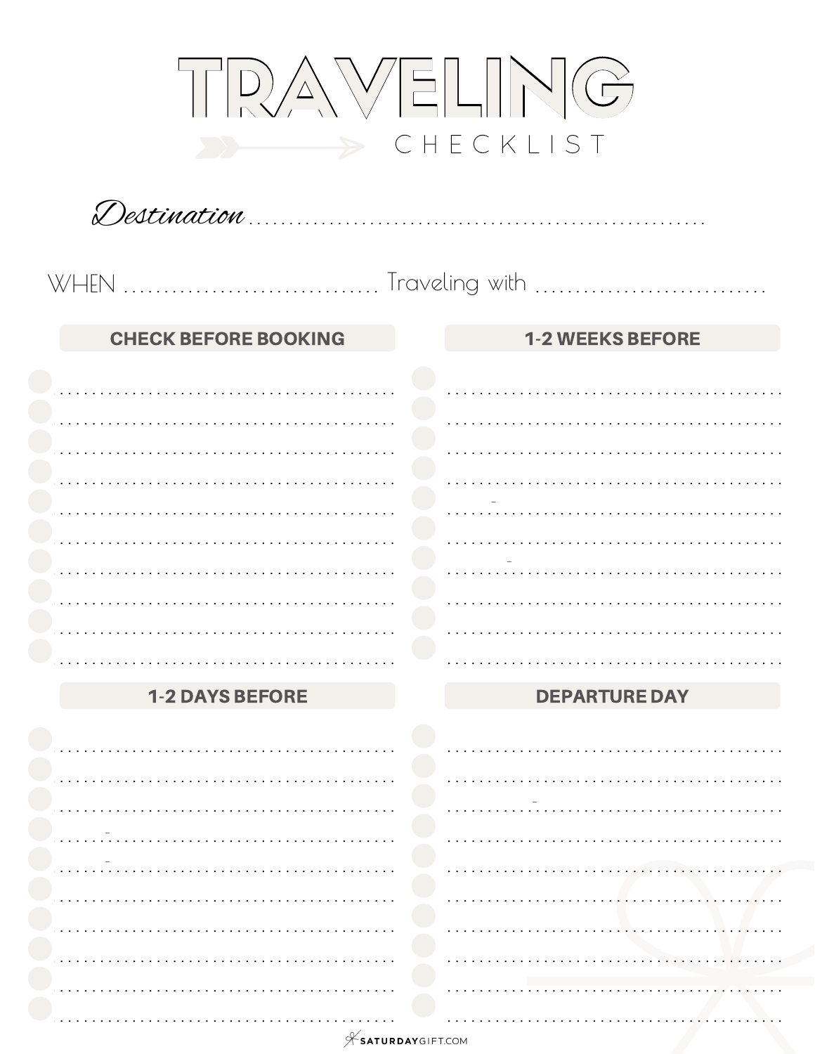# TRAVELING

CHECKLIST

*Destination* ........................................................

WHEN ................................ Traveling with ............................

## CHECK BEFORE BOOKING

- [ ] ..........................................
- [ ] ..........................................
- [ ] ..........................................
- [ ] ..........................................
- [ ] ..........................................
- [ ] ..........................................
- [ ] ..........................................
- [ ] ..........................................
- [ ] ..........................................
- [ ] ..........................................

## 1-2 WEEKS BEFORE

- [ ] ..........................................
- [ ] ..........................................
- [ ] ..........................................
- [ ] ..........................................
- [ ] ..........................................
- [ ] ..........................................
- [ ] ..........................................
- [ ] ..........................................
- [ ] ..........................................
- [ ] ..........................................

## 1-2 DAYS BEFORE

- [ ] ..........................................
- [ ] ..........................................
- [ ] ..........................................
- [ ] ..........................................
- [ ] ..........................................
- [ ] ..........................................
- [ ] ..........................................
- [ ] ..........................................
- [ ] ..........................................
- [ ] ..........................................

## DEPARTURE DAY

- [ ] ..........................................
- [ ] ..........................................
- [ ] ..........................................
- [ ] ..........................................
- [ ] ..........................................
- [ ] ..........................................
- [ ] ..........................................
- [ ] ..........................................
- [ ] ..........................................
- [ ] ..........................................

SATURDAYGIFT.COM